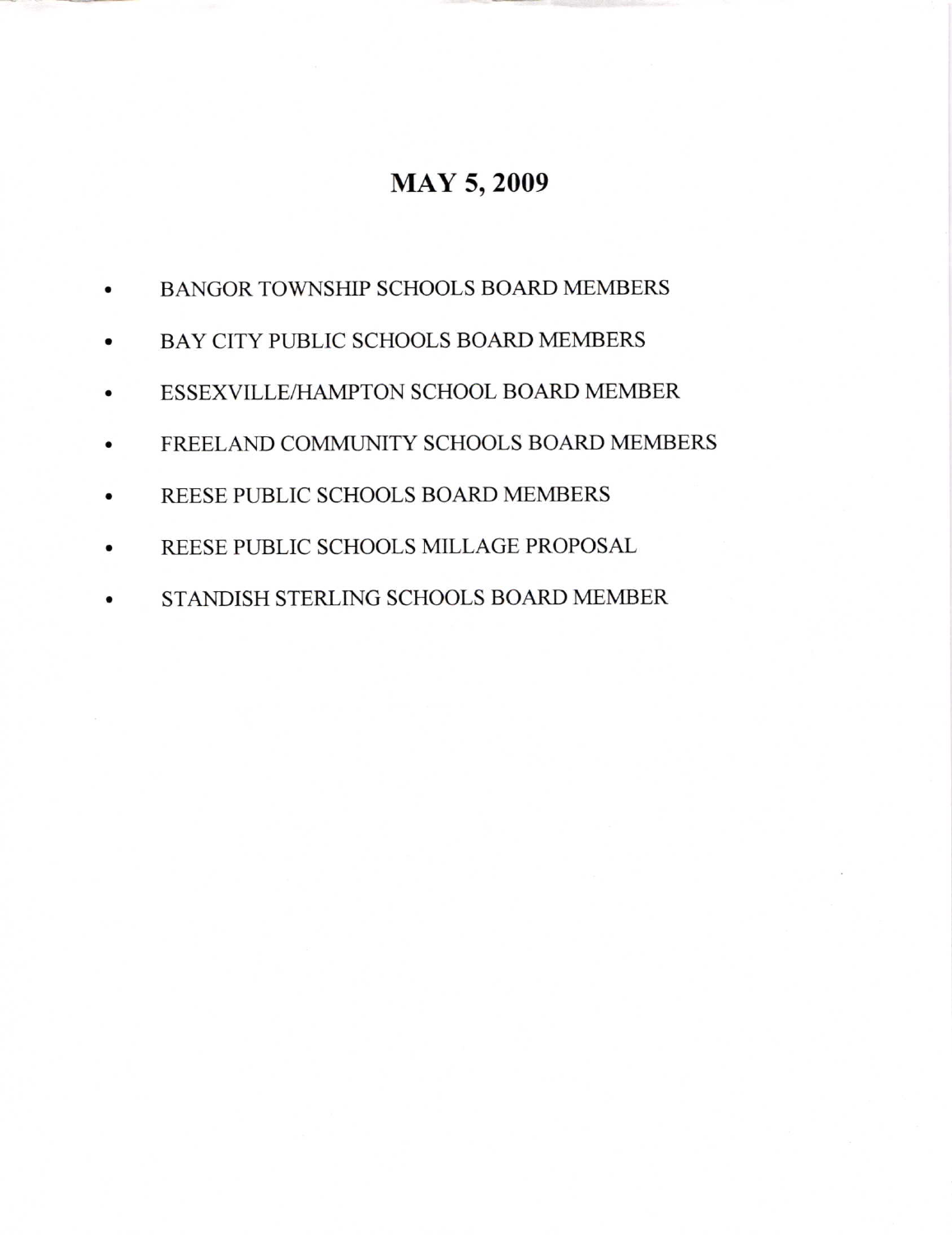# MAY 5, 2009

- BANGOR TOWNSHIP SCHOOLS BOARD MEMBERS
- BAY CITY PUBLIC SCHOOLS BOARD MEMBERS
- ESSEXVILLE/HAMPTON SCHOOL BOARD MEMBER
- FREELAND COMMUNITY SCHOOLS BOARD MEMBERS
- REESE PUBLIC SCHOOLS BOARD MEMBERS
- REESE PUBLIC SCHOOLS MILLAGE PROPOSAL
- STANDISH STERLING SCHOOLS BOARD MEMBER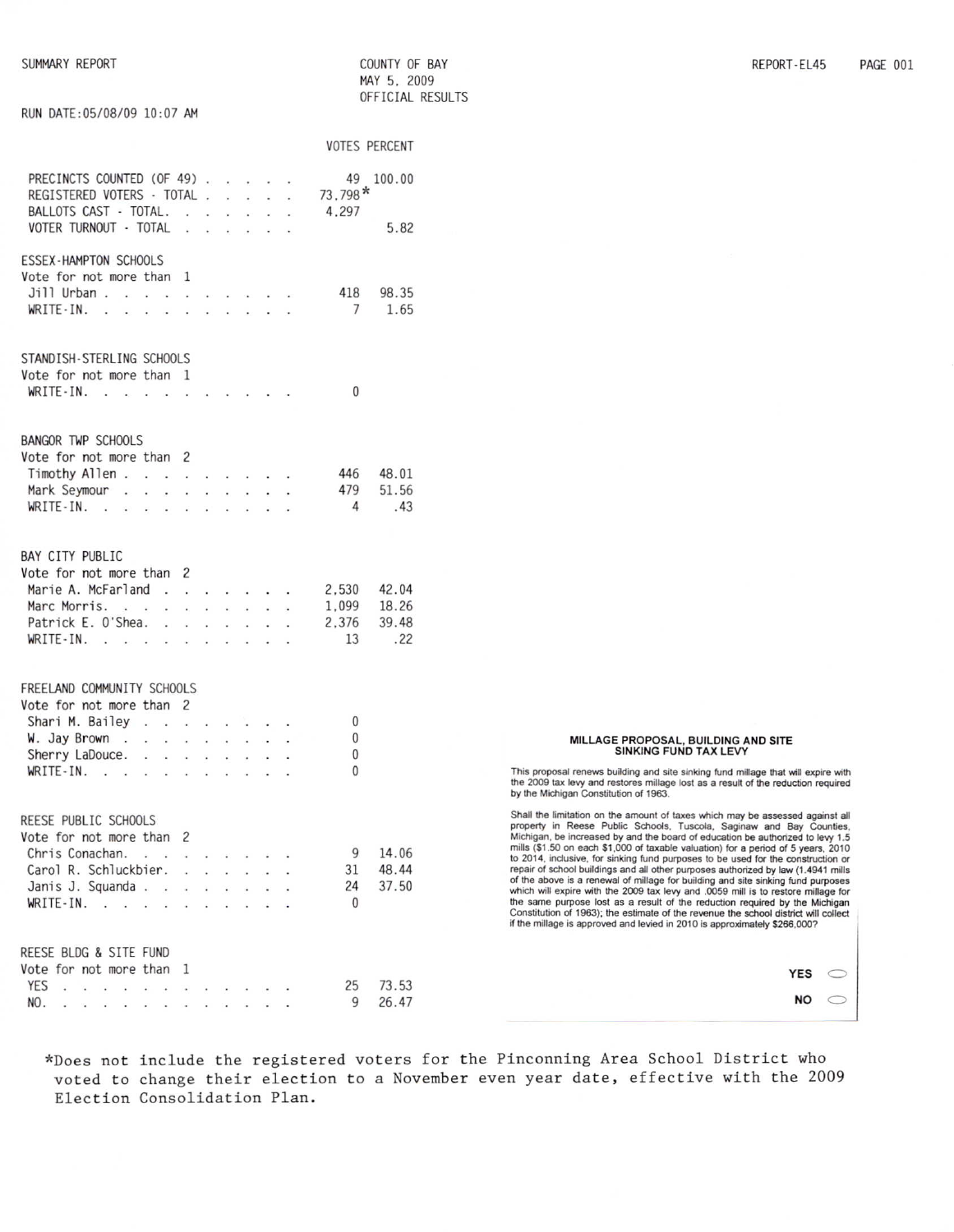SUMMARY REPORT

COUNTY OF BAY
MAY 5, 2009
OFFICIAL RESULTS

REPORT-EL45

RUN DATE:05/08/09 10:07 AM

| | VOTES | PERCENT |
|---|---|---|
| PRECINCTS COUNTED (OF 49) | 49 | 100.00 |
| REGISTERED VOTERS - TOTAL | 73,798* | |
| BALLOTS CAST - TOTAL | 4,297 | |
| VOTER TURNOUT - TOTAL | | 5.82 |

**ESSEX-HAMPTON SCHOOLS**
Vote for not more than 1

| | VOTES | PERCENT |
|---|---|---|
| Jill Urban | 418 | 98.35 |
| WRITE-IN | 7 | 1.65 |

**STANDISH-STERLING SCHOOLS**
Vote for not more than 1

| | VOTES | PERCENT |
|---|---|---|
| WRITE-IN | 0 | |

**BANGOR TWP SCHOOLS**
Vote for not more than 2

| | VOTES | PERCENT |
|---|---|---|
| Timothy Allen | 446 | 48.01 |
| Mark Seymour | 479 | 51.56 |
| WRITE-IN | 4 | .43 |

**BAY CITY PUBLIC**
Vote for not more than 2

| | VOTES | PERCENT |
|---|---|---|
| Marie A. McFarland | 2,530 | 42.04 |
| Marc Morris | 1,099 | 18.26 |
| Patrick E. O'Shea | 2,376 | 39.48 |
| WRITE-IN | 13 | .22 |

**FREELAND COMMUNITY SCHOOLS**
Vote for not more than 2

| | VOTES | PERCENT |
|---|---|---|
| Shari M. Bailey | 0 | |
| W. Jay Brown | 0 | |
| Sherry LaDouce | 0 | |
| WRITE-IN | 0 | |

**REESE PUBLIC SCHOOLS**
Vote for not more than 2

| | VOTES | PERCENT |
|---|---|---|
| Chris Conachan | 9 | 14.06 |
| Carol R. Schluckbier | 31 | 48.44 |
| Janis J. Squanda | 24 | 37.50 |
| WRITE-IN | 0 | |

**REESE BLDG & SITE FUND**
Vote for not more than 1

| | VOTES | PERCENT |
|---|---|---|
| YES | 25 | 73.53 |
| NO | 9 | 26.47 |

**MILLAGE PROPOSAL, BUILDING AND SITE SINKING FUND TAX LEVY**

This proposal renews building and site sinking fund millage that will expire with the 2009 tax levy and restores millage lost as a result of the reduction required by the Michigan Constitution of 1963.

Shall the limitation on the amount of taxes which may be assessed against all property in Reese Public Schools, Tuscola, Saginaw and Bay Counties, Michigan, be increased by and the board of education be authorized to levy 1.5 mills ($1.50 on each $1,000 of taxable valuation) for a period of 5 years, 2010 to 2014, inclusive, for sinking fund purposes to be used for the construction or repair of school buildings and all other purposes authorized by law (1.4941 mills of the above is a renewal of millage for building and site sinking fund purposes which will expire with the 2009 tax levy and .0059 mill is to restore millage for the same purpose lost as a result of the reduction required by the Michigan Constitution of 1963); the estimate of the revenue the school district will collect if the millage is approved and levied in 2010 is approximately $266,000?

YES ⬭

NO ⬭

*Does not include the registered voters for the Pinconning Area School District who voted to change their election to a November even year date, effective with the 2009 Election Consolidation Plan.